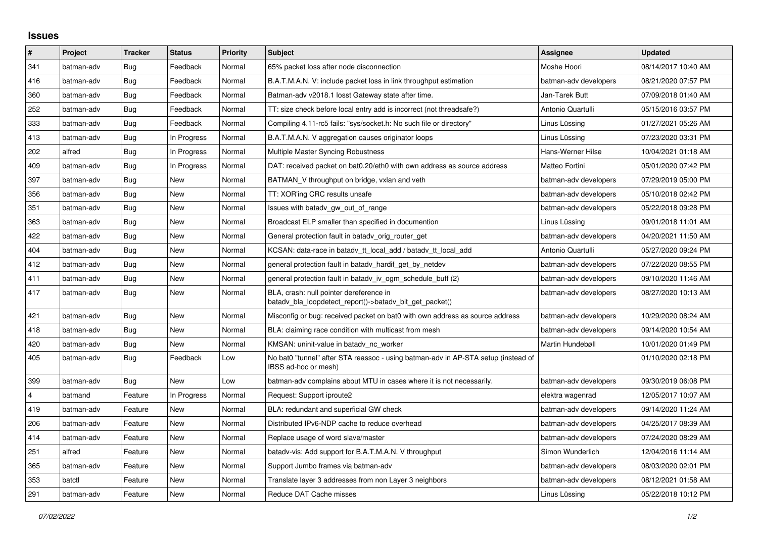# Issues

| # | Project | Tracker | Status | Priority | Subject | Assignee | Updated |
|---|---|---|---|---|---|---|---|
| 341 | batman-adv | Bug | Feedback | Normal | 65% packet loss after node disconnection | Moshe Hoori | 08/14/2017 10:40 AM |
| 416 | batman-adv | Bug | Feedback | Normal | B.A.T.M.A.N. V: include packet loss in link throughput estimation | batman-adv developers | 08/21/2020 07:57 PM |
| 360 | batman-adv | Bug | Feedback | Normal | Batman-adv v2018.1 losst Gateway state after time. | Jan-Tarek Butt | 07/09/2018 01:40 AM |
| 252 | batman-adv | Bug | Feedback | Normal | TT: size check before local entry add is incorrect (not threadsafe?) | Antonio Quartulli | 05/15/2016 03:57 PM |
| 333 | batman-adv | Bug | Feedback | Normal | Compiling 4.11-rc5 fails: "sys/socket.h: No such file or directory" | Linus Lüssing | 01/27/2021 05:26 AM |
| 413 | batman-adv | Bug | In Progress | Normal | B.A.T.M.A.N. V aggregation causes originator loops | Linus Lüssing | 07/23/2020 03:31 PM |
| 202 | alfred | Bug | In Progress | Normal | Multiple Master Syncing Robustness | Hans-Werner Hilse | 10/04/2021 01:18 AM |
| 409 | batman-adv | Bug | In Progress | Normal | DAT: received packet on bat0.20/eth0 with own address as source address | Matteo Fortini | 05/01/2020 07:42 PM |
| 397 | batman-adv | Bug | New | Normal | BATMAN_V throughput on bridge, vxlan and veth | batman-adv developers | 07/29/2019 05:00 PM |
| 356 | batman-adv | Bug | New | Normal | TT: XOR'ing CRC results unsafe | batman-adv developers | 05/10/2018 02:42 PM |
| 351 | batman-adv | Bug | New | Normal | Issues with batadv_gw_out_of_range | batman-adv developers | 05/22/2018 09:28 PM |
| 363 | batman-adv | Bug | New | Normal | Broadcast ELP smaller than specified in documention | Linus Lüssing | 09/01/2018 11:01 AM |
| 422 | batman-adv | Bug | New | Normal | General protection fault in batadv_orig_router_get | batman-adv developers | 04/20/2021 11:50 AM |
| 404 | batman-adv | Bug | New | Normal | KCSAN: data-race in batadv_tt_local_add / batadv_tt_local_add | Antonio Quartulli | 05/27/2020 09:24 PM |
| 412 | batman-adv | Bug | New | Normal | general protection fault in batadv_hardif_get_by_netdev | batman-adv developers | 07/22/2020 08:55 PM |
| 411 | batman-adv | Bug | New | Normal | general protection fault in batadv_iv_ogm_schedule_buff (2) | batman-adv developers | 09/10/2020 11:46 AM |
| 417 | batman-adv | Bug | New | Normal | BLA, crash: null pointer dereference in batadv_bla_loopdetect_report()->batadv_bit_get_packet() | batman-adv developers | 08/27/2020 10:13 AM |
| 421 | batman-adv | Bug | New | Normal | Misconfig or bug: received packet on bat0 with own address as source address | batman-adv developers | 10/29/2020 08:24 AM |
| 418 | batman-adv | Bug | New | Normal | BLA: claiming race condition with multicast from mesh | batman-adv developers | 09/14/2020 10:54 AM |
| 420 | batman-adv | Bug | New | Normal | KMSAN: uninit-value in batadv_nc_worker | Martin Hundebøll | 10/01/2020 01:49 PM |
| 405 | batman-adv | Bug | Feedback | Low | No bat0 "tunnel" after STA reassoc - using batman-adv in AP-STA setup (instead of IBSS ad-hoc or mesh) | | 01/10/2020 02:18 PM |
| 399 | batman-adv | Bug | New | Low | batman-adv complains about MTU in cases where it is not necessarily. | batman-adv developers | 09/30/2019 06:08 PM |
| 4 | batmand | Feature | In Progress | Normal | Request: Support iproute2 | elektra wagenrad | 12/05/2017 10:07 AM |
| 419 | batman-adv | Feature | New | Normal | BLA: redundant and superficial GW check | batman-adv developers | 09/14/2020 11:24 AM |
| 206 | batman-adv | Feature | New | Normal | Distributed IPv6-NDP cache to reduce overhead | batman-adv developers | 04/25/2017 08:39 AM |
| 414 | batman-adv | Feature | New | Normal | Replace usage of word slave/master | batman-adv developers | 07/24/2020 08:29 AM |
| 251 | alfred | Feature | New | Normal | batadv-vis: Add support for B.A.T.M.A.N. V throughput | Simon Wunderlich | 12/04/2016 11:14 AM |
| 365 | batman-adv | Feature | New | Normal | Support Jumbo frames via batman-adv | batman-adv developers | 08/03/2020 02:01 PM |
| 353 | batctl | Feature | New | Normal | Translate layer 3 addresses from non Layer 3 neighbors | batman-adv developers | 08/12/2021 01:58 AM |
| 291 | batman-adv | Feature | New | Normal | Reduce DAT Cache misses | Linus Lüssing | 05/22/2018 10:12 PM |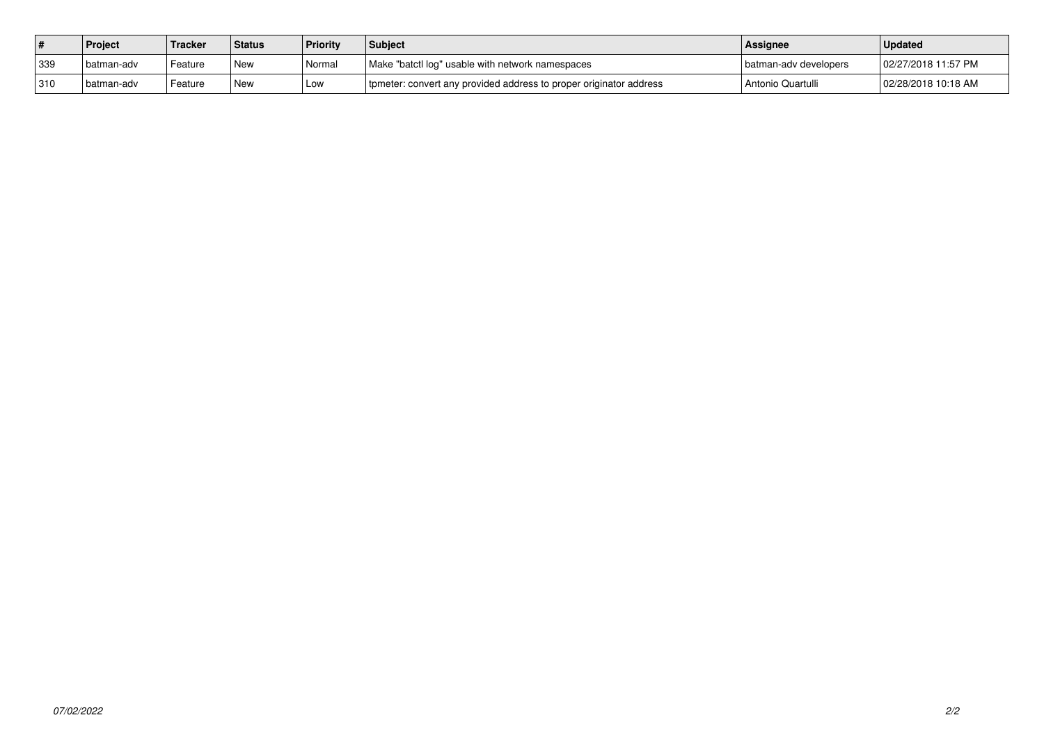| # | Project | Tracker | Status | Priority | Subject | Assignee | Updated |
|---|---|---|---|---|---|---|---|
| 339 | batman-adv | Feature | New | Normal | Make "batctl log" usable with network namespaces | batman-adv developers | 02/27/2018 11:57 PM |
| 310 | batman-adv | Feature | New | Low | tpmeter: convert any provided address to proper originator address | Antonio Quartulli | 02/28/2018 10:18 AM |